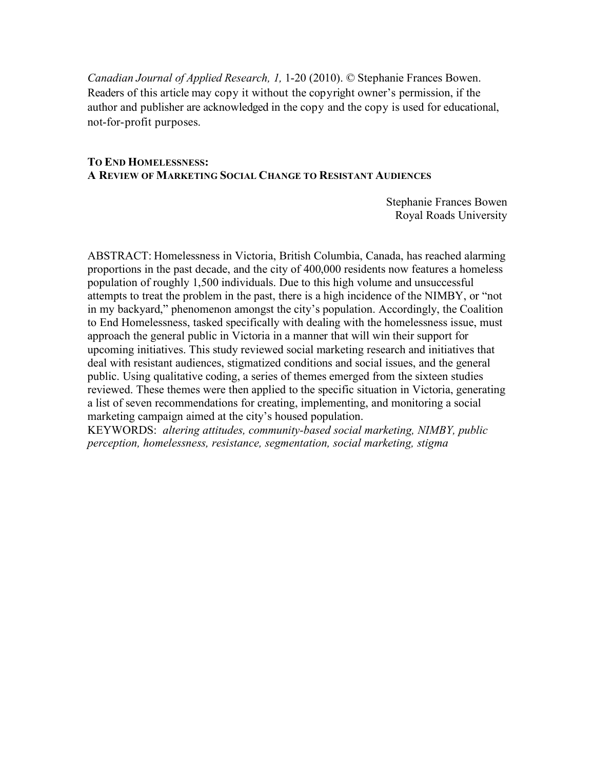*Canadian Journal of Applied Research, 1,* 1-20 (2010). © Stephanie Frances Bowen. Readers of this article may copy it without the copyright owner's permission, if the author and publisher are acknowledged in the copy and the copy is used for educational, not-for-profit purposes.

# TO END HOMELESSNESS: A REVIEW OF MARKETING SOCIAL CHANGE TO RESISTANT AUDIENCES

Stephanie Frances Bowen
Royal Roads University

ABSTRACT: Homelessness in Victoria, British Columbia, Canada, has reached alarming proportions in the past decade, and the city of 400,000 residents now features a homeless population of roughly 1,500 individuals. Due to this high volume and unsuccessful attempts to treat the problem in the past, there is a high incidence of the NIMBY, or "not in my backyard," phenomenon amongst the city's population. Accordingly, the Coalition to End Homelessness, tasked specifically with dealing with the homelessness issue, must approach the general public in Victoria in a manner that will win their support for upcoming initiatives. This study reviewed social marketing research and initiatives that deal with resistant audiences, stigmatized conditions and social issues, and the general public. Using qualitative coding, a series of themes emerged from the sixteen studies reviewed. These themes were then applied to the specific situation in Victoria, generating a list of seven recommendations for creating, implementing, and monitoring a social marketing campaign aimed at the city's housed population.

KEYWORDS: *altering attitudes, community-based social marketing, NIMBY, public perception, homelessness, resistance, segmentation, social marketing, stigma*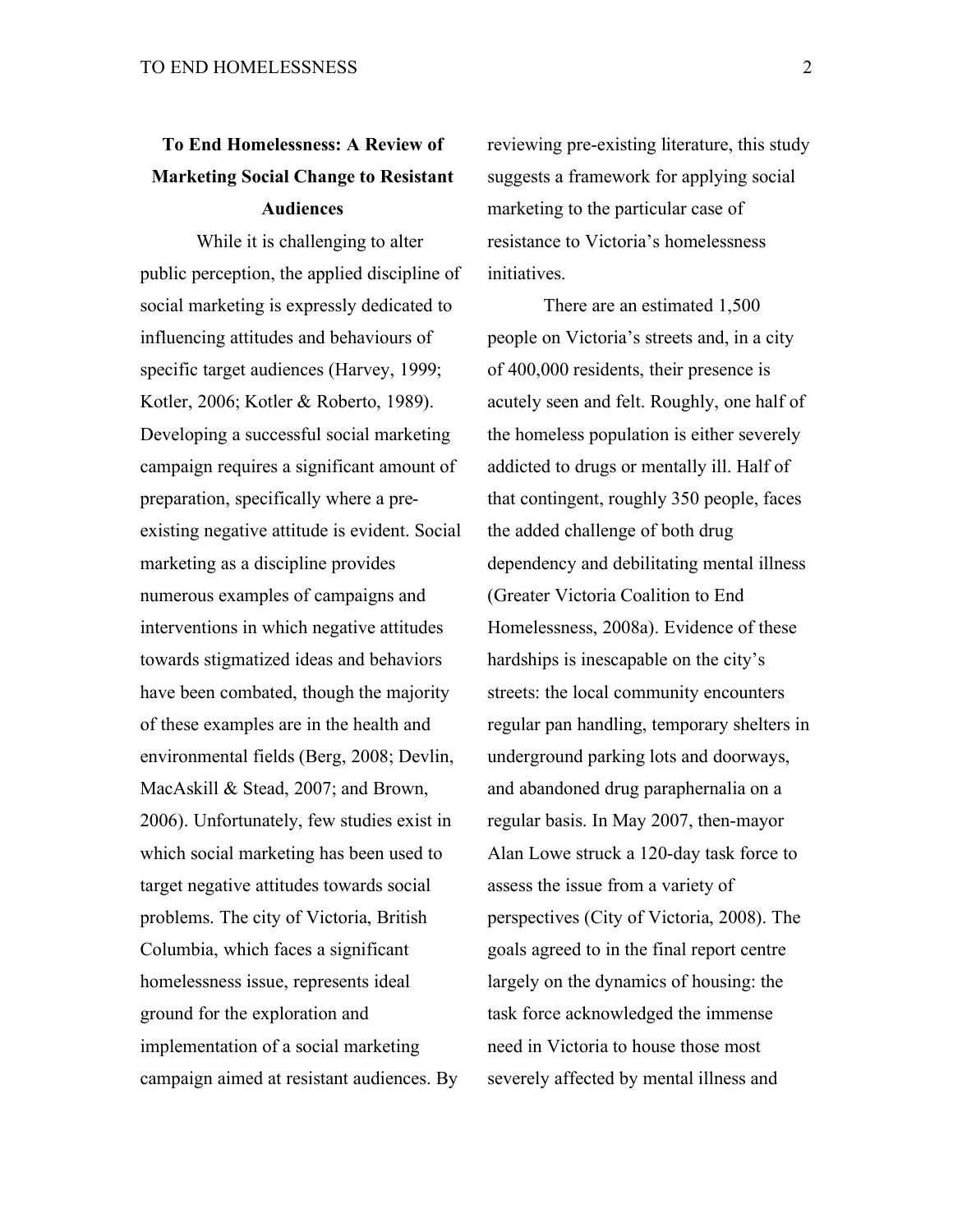# To End Homelessness: A Review of Marketing Social Change to Resistant Audiences

While it is challenging to alter public perception, the applied discipline of social marketing is expressly dedicated to influencing attitudes and behaviours of specific target audiences (Harvey, 1999; Kotler, 2006; Kotler & Roberto, 1989). Developing a successful social marketing campaign requires a significant amount of preparation, specifically where a pre-existing negative attitude is evident. Social marketing as a discipline provides numerous examples of campaigns and interventions in which negative attitudes towards stigmatized ideas and behaviors have been combated, though the majority of these examples are in the health and environmental fields (Berg, 2008; Devlin, MacAskill & Stead, 2007; and Brown, 2006). Unfortunately, few studies exist in which social marketing has been used to target negative attitudes towards social problems. The city of Victoria, British Columbia, which faces a significant homelessness issue, represents ideal ground for the exploration and implementation of a social marketing campaign aimed at resistant audiences. By reviewing pre-existing literature, this study suggests a framework for applying social marketing to the particular case of resistance to Victoria's homelessness initiatives.

There are an estimated 1,500 people on Victoria's streets and, in a city of 400,000 residents, their presence is acutely seen and felt. Roughly, one half of the homeless population is either severely addicted to drugs or mentally ill. Half of that contingent, roughly 350 people, faces the added challenge of both drug dependency and debilitating mental illness (Greater Victoria Coalition to End Homelessness, 2008a). Evidence of these hardships is inescapable on the city's streets: the local community encounters regular pan handling, temporary shelters in underground parking lots and doorways, and abandoned drug paraphernalia on a regular basis. In May 2007, then-mayor Alan Lowe struck a 120-day task force to assess the issue from a variety of perspectives (City of Victoria, 2008). The goals agreed to in the final report centre largely on the dynamics of housing: the task force acknowledged the immense need in Victoria to house those most severely affected by mental illness and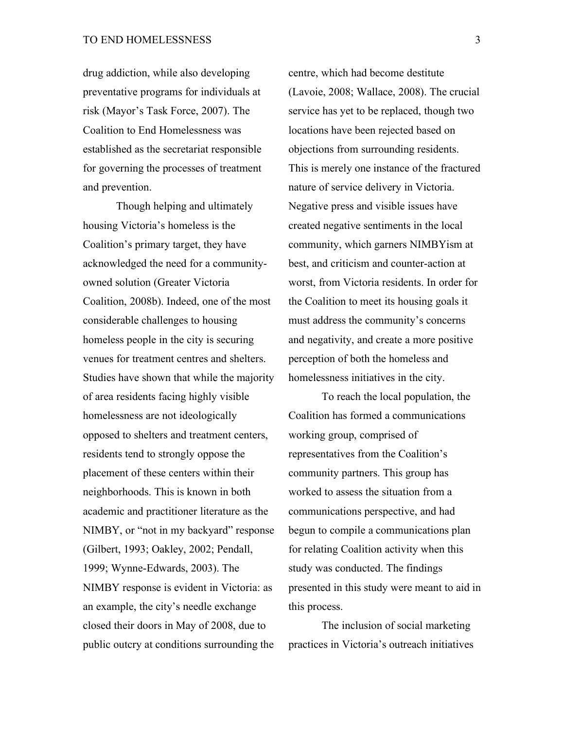drug addiction, while also developing preventative programs for individuals at risk (Mayor's Task Force, 2007). The Coalition to End Homelessness was established as the secretariat responsible for governing the processes of treatment and prevention.

Though helping and ultimately housing Victoria's homeless is the Coalition's primary target, they have acknowledged the need for a community-owned solution (Greater Victoria Coalition, 2008b). Indeed, one of the most considerable challenges to housing homeless people in the city is securing venues for treatment centres and shelters. Studies have shown that while the majority of area residents facing highly visible homelessness are not ideologically opposed to shelters and treatment centers, residents tend to strongly oppose the placement of these centers within their neighborhoods. This is known in both academic and practitioner literature as the NIMBY, or "not in my backyard" response (Gilbert, 1993; Oakley, 2002; Pendall, 1999; Wynne-Edwards, 2003). The NIMBY response is evident in Victoria: as an example, the city's needle exchange closed their doors in May of 2008, due to public outcry at conditions surrounding the centre, which had become destitute (Lavoie, 2008; Wallace, 2008). The crucial service has yet to be replaced, though two locations have been rejected based on objections from surrounding residents. This is merely one instance of the fractured nature of service delivery in Victoria. Negative press and visible issues have created negative sentiments in the local community, which garners NIMBYism at best, and criticism and counter-action at worst, from Victoria residents. In order for the Coalition to meet its housing goals it must address the community's concerns and negativity, and create a more positive perception of both the homeless and homelessness initiatives in the city.

To reach the local population, the Coalition has formed a communications working group, comprised of representatives from the Coalition's community partners. This group has worked to assess the situation from a communications perspective, and had begun to compile a communications plan for relating Coalition activity when this study was conducted. The findings presented in this study were meant to aid in this process.

The inclusion of social marketing practices in Victoria's outreach initiatives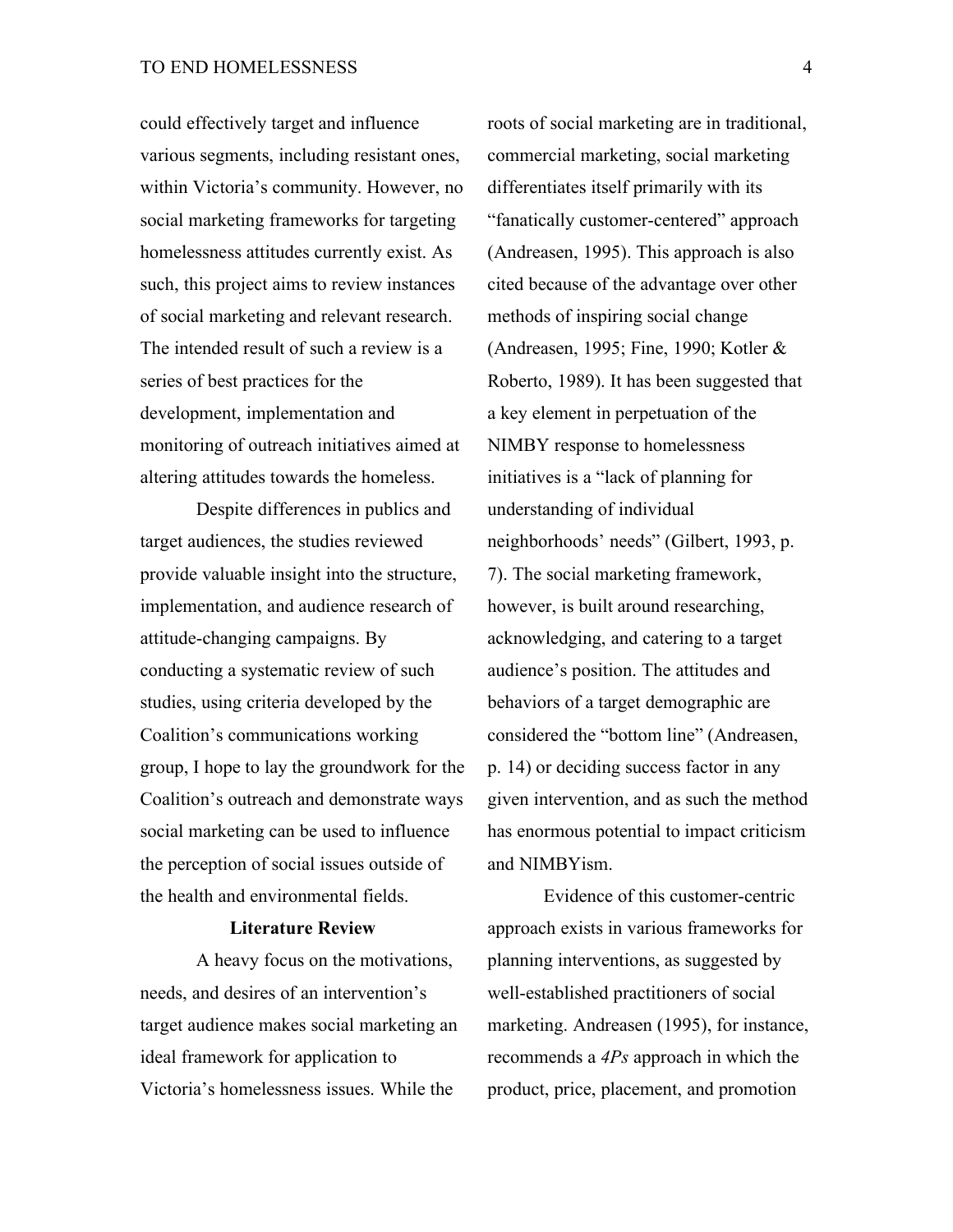could effectively target and influence various segments, including resistant ones, within Victoria's community. However, no social marketing frameworks for targeting homelessness attitudes currently exist. As such, this project aims to review instances of social marketing and relevant research. The intended result of such a review is a series of best practices for the development, implementation and monitoring of outreach initiatives aimed at altering attitudes towards the homeless.

Despite differences in publics and target audiences, the studies reviewed provide valuable insight into the structure, implementation, and audience research of attitude-changing campaigns. By conducting a systematic review of such studies, using criteria developed by the Coalition's communications working group, I hope to lay the groundwork for the Coalition's outreach and demonstrate ways social marketing can be used to influence the perception of social issues outside of the health and environmental fields.

## Literature Review

A heavy focus on the motivations, needs, and desires of an intervention's target audience makes social marketing an ideal framework for application to Victoria's homelessness issues. While the roots of social marketing are in traditional, commercial marketing, social marketing differentiates itself primarily with its "fanatically customer-centered" approach (Andreasen, 1995). This approach is also cited because of the advantage over other methods of inspiring social change (Andreasen, 1995; Fine, 1990; Kotler & Roberto, 1989). It has been suggested that a key element in perpetuation of the NIMBY response to homelessness initiatives is a "lack of planning for understanding of individual neighborhoods' needs" (Gilbert, 1993, p. 7). The social marketing framework, however, is built around researching, acknowledging, and catering to a target audience's position. The attitudes and behaviors of a target demographic are considered the "bottom line" (Andreasen, p. 14) or deciding success factor in any given intervention, and as such the method has enormous potential to impact criticism and NIMBYism.

Evidence of this customer-centric approach exists in various frameworks for planning interventions, as suggested by well-established practitioners of social marketing. Andreasen (1995), for instance, recommends a *4Ps* approach in which the product, price, placement, and promotion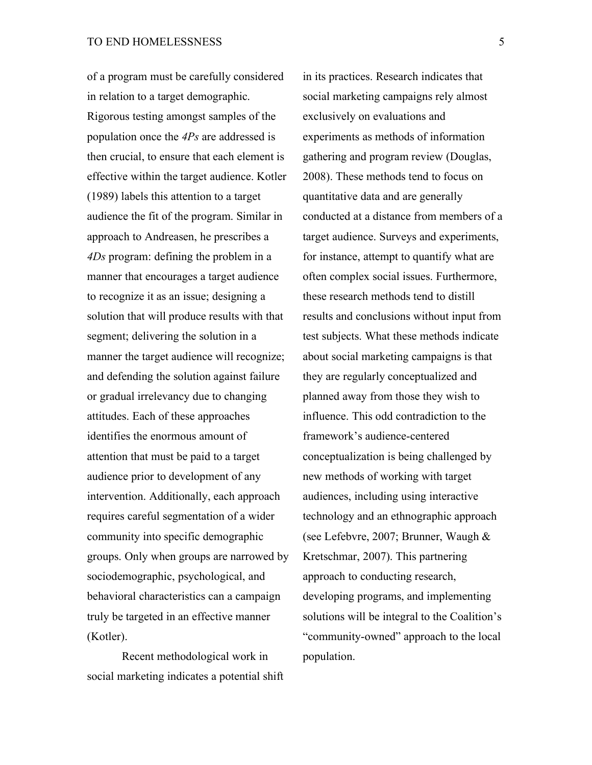of a program must be carefully considered in relation to a target demographic. Rigorous testing amongst samples of the population once the *4Ps* are addressed is then crucial, to ensure that each element is effective within the target audience. Kotler (1989) labels this attention to a target audience the fit of the program. Similar in approach to Andreasen, he prescribes a *4Ds* program: defining the problem in a manner that encourages a target audience to recognize it as an issue; designing a solution that will produce results with that segment; delivering the solution in a manner the target audience will recognize; and defending the solution against failure or gradual irrelevancy due to changing attitudes. Each of these approaches identifies the enormous amount of attention that must be paid to a target audience prior to development of any intervention. Additionally, each approach requires careful segmentation of a wider community into specific demographic groups. Only when groups are narrowed by sociodemographic, psychological, and behavioral characteristics can a campaign truly be targeted in an effective manner (Kotler).

Recent methodological work in social marketing indicates a potential shift in its practices. Research indicates that social marketing campaigns rely almost exclusively on evaluations and experiments as methods of information gathering and program review (Douglas, 2008). These methods tend to focus on quantitative data and are generally conducted at a distance from members of a target audience. Surveys and experiments, for instance, attempt to quantify what are often complex social issues. Furthermore, these research methods tend to distill results and conclusions without input from test subjects. What these methods indicate about social marketing campaigns is that they are regularly conceptualized and planned away from those they wish to influence. This odd contradiction to the framework's audience-centered conceptualization is being challenged by new methods of working with target audiences, including using interactive technology and an ethnographic approach (see Lefebvre, 2007; Brunner, Waugh & Kretschmar, 2007). This partnering approach to conducting research, developing programs, and implementing solutions will be integral to the Coalition's "community-owned" approach to the local population.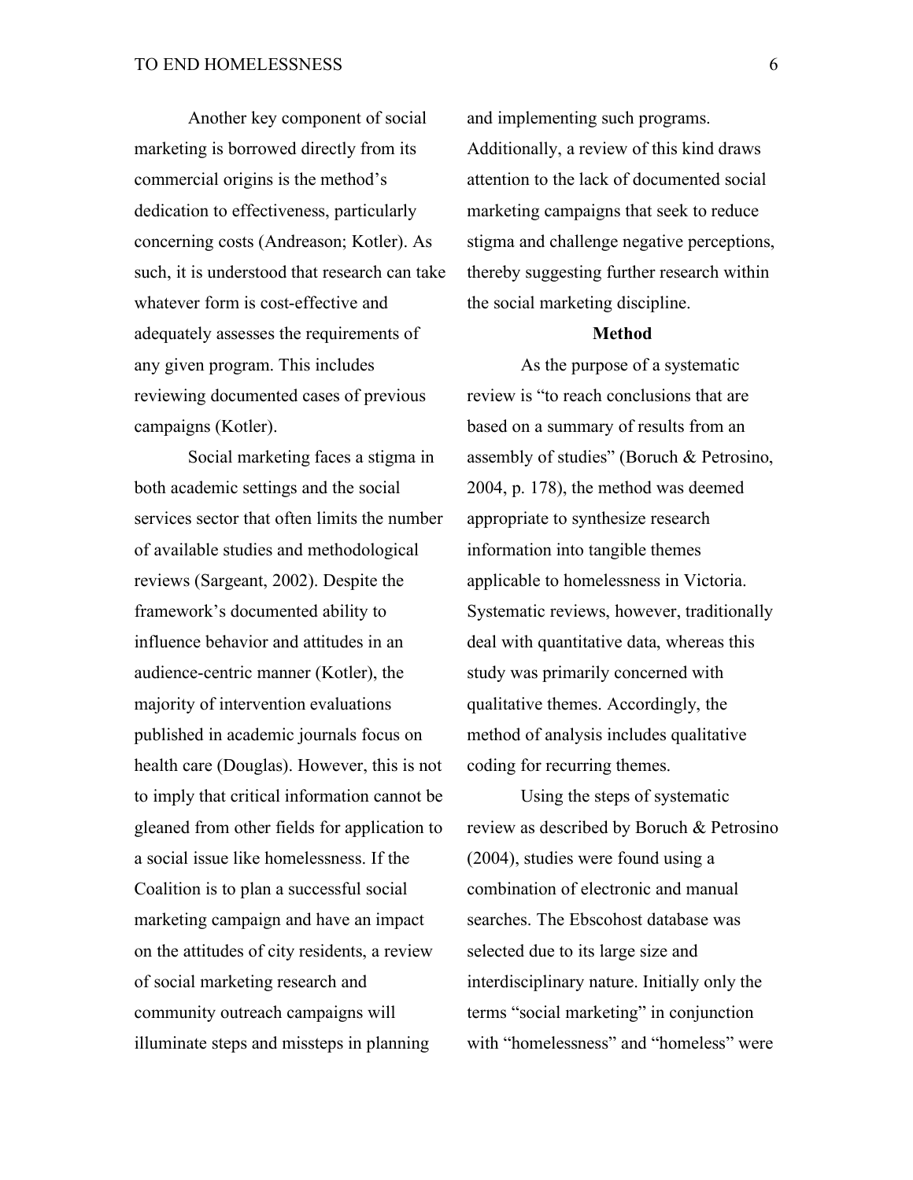Another key component of social marketing is borrowed directly from its commercial origins is the method's dedication to effectiveness, particularly concerning costs (Andreason; Kotler). As such, it is understood that research can take whatever form is cost-effective and adequately assesses the requirements of any given program. This includes reviewing documented cases of previous campaigns (Kotler).

Social marketing faces a stigma in both academic settings and the social services sector that often limits the number of available studies and methodological reviews (Sargeant, 2002). Despite the framework's documented ability to influence behavior and attitudes in an audience-centric manner (Kotler), the majority of intervention evaluations published in academic journals focus on health care (Douglas). However, this is not to imply that critical information cannot be gleaned from other fields for application to a social issue like homelessness. If the Coalition is to plan a successful social marketing campaign and have an impact on the attitudes of city residents, a review of social marketing research and community outreach campaigns will illuminate steps and missteps in planning and implementing such programs. Additionally, a review of this kind draws attention to the lack of documented social marketing campaigns that seek to reduce stigma and challenge negative perceptions, thereby suggesting further research within the social marketing discipline.

## Method

As the purpose of a systematic review is "to reach conclusions that are based on a summary of results from an assembly of studies" (Boruch & Petrosino, 2004, p. 178), the method was deemed appropriate to synthesize research information into tangible themes applicable to homelessness in Victoria. Systematic reviews, however, traditionally deal with quantitative data, whereas this study was primarily concerned with qualitative themes. Accordingly, the method of analysis includes qualitative coding for recurring themes.

Using the steps of systematic review as described by Boruch & Petrosino (2004), studies were found using a combination of electronic and manual searches. The Ebscohost database was selected due to its large size and interdisciplinary nature. Initially only the terms "social marketing" in conjunction with "homelessness" and "homeless" were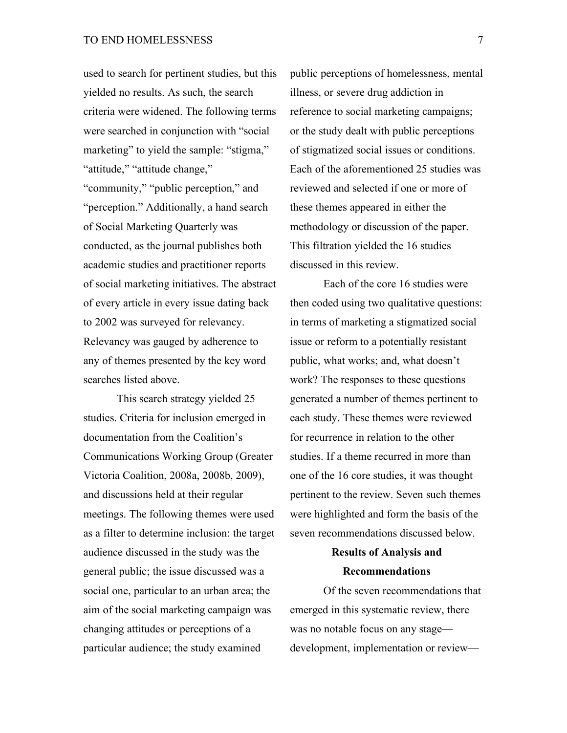used to search for pertinent studies, but this yielded no results. As such, the search criteria were widened. The following terms were searched in conjunction with "social marketing" to yield the sample: "stigma," "attitude," "attitude change," "community," "public perception," and "perception." Additionally, a hand search of Social Marketing Quarterly was conducted, as the journal publishes both academic studies and practitioner reports of social marketing initiatives. The abstract of every article in every issue dating back to 2002 was surveyed for relevancy. Relevancy was gauged by adherence to any of themes presented by the key word searches listed above.

This search strategy yielded 25 studies. Criteria for inclusion emerged in documentation from the Coalition's Communications Working Group (Greater Victoria Coalition, 2008a, 2008b, 2009), and discussions held at their regular meetings. The following themes were used as a filter to determine inclusion: the target audience discussed in the study was the general public; the issue discussed was a social one, particular to an urban area; the aim of the social marketing campaign was changing attitudes or perceptions of a particular audience; the study examined public perceptions of homelessness, mental illness, or severe drug addiction in reference to social marketing campaigns; or the study dealt with public perceptions of stigmatized social issues or conditions. Each of the aforementioned 25 studies was reviewed and selected if one or more of these themes appeared in either the methodology or discussion of the paper. This filtration yielded the 16 studies discussed in this review.

Each of the core 16 studies were then coded using two qualitative questions: in terms of marketing a stigmatized social issue or reform to a potentially resistant public, what works; and, what doesn't work? The responses to these questions generated a number of themes pertinent to each study. These themes were reviewed for recurrence in relation to the other studies. If a theme recurred in more than one of the 16 core studies, it was thought pertinent to the review. Seven such themes were highlighted and form the basis of the seven recommendations discussed below.

## Results of Analysis and Recommendations

Of the seven recommendations that emerged in this systematic review, there was no notable focus on any stage—development, implementation or review—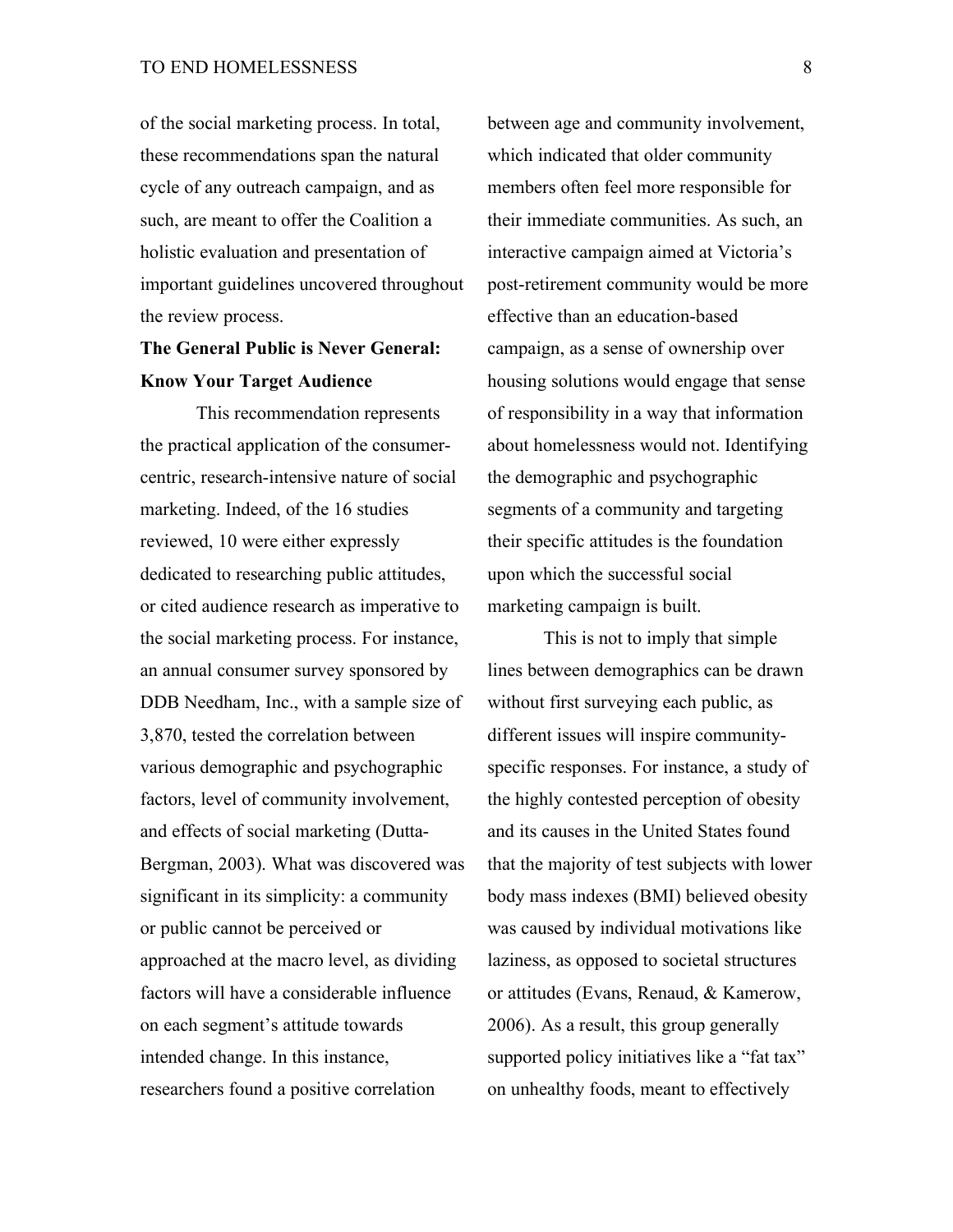of the social marketing process. In total, these recommendations span the natural cycle of any outreach campaign, and as such, are meant to offer the Coalition a holistic evaluation and presentation of important guidelines uncovered throughout the review process.

**The General Public is Never General: Know Your Target Audience**

This recommendation represents the practical application of the consumer-centric, research-intensive nature of social marketing. Indeed, of the 16 studies reviewed, 10 were either expressly dedicated to researching public attitudes, or cited audience research as imperative to the social marketing process. For instance, an annual consumer survey sponsored by DDB Needham, Inc., with a sample size of 3,870, tested the correlation between various demographic and psychographic factors, level of community involvement, and effects of social marketing (Dutta-Bergman, 2003). What was discovered was significant in its simplicity: a community or public cannot be perceived or approached at the macro level, as dividing factors will have a considerable influence on each segment's attitude towards intended change. In this instance, researchers found a positive correlation between age and community involvement, which indicated that older community members often feel more responsible for their immediate communities. As such, an interactive campaign aimed at Victoria's post-retirement community would be more effective than an education-based campaign, as a sense of ownership over housing solutions would engage that sense of responsibility in a way that information about homelessness would not. Identifying the demographic and psychographic segments of a community and targeting their specific attitudes is the foundation upon which the successful social marketing campaign is built.

This is not to imply that simple lines between demographics can be drawn without first surveying each public, as different issues will inspire community-specific responses. For instance, a study of the highly contested perception of obesity and its causes in the United States found that the majority of test subjects with lower body mass indexes (BMI) believed obesity was caused by individual motivations like laziness, as opposed to societal structures or attitudes (Evans, Renaud, & Kamerow, 2006). As a result, this group generally supported policy initiatives like a "fat tax" on unhealthy foods, meant to effectively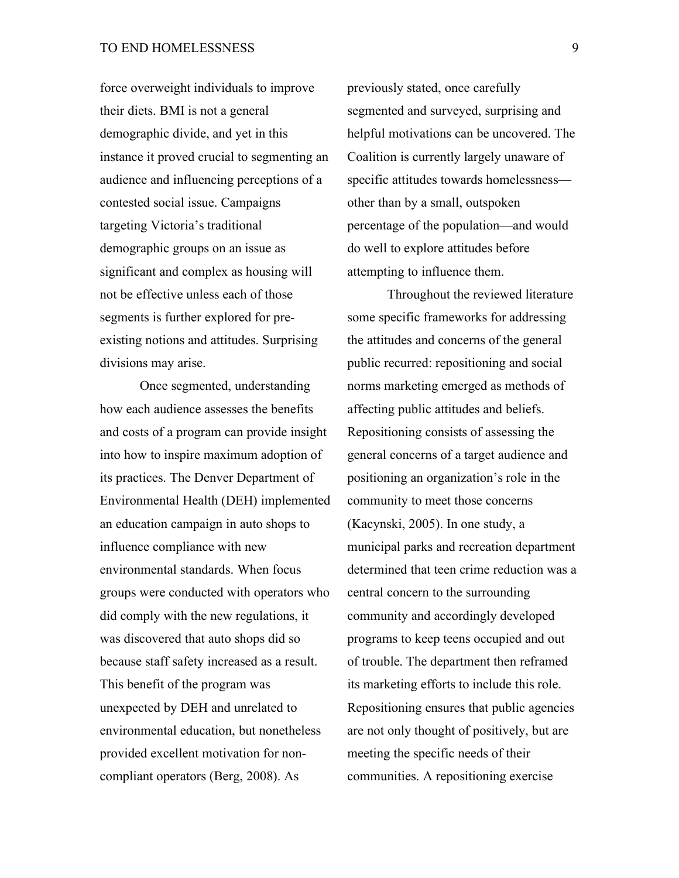force overweight individuals to improve their diets. BMI is not a general demographic divide, and yet in this instance it proved crucial to segmenting an audience and influencing perceptions of a contested social issue. Campaigns targeting Victoria's traditional demographic groups on an issue as significant and complex as housing will not be effective unless each of those segments is further explored for pre-existing notions and attitudes. Surprising divisions may arise.

Once segmented, understanding how each audience assesses the benefits and costs of a program can provide insight into how to inspire maximum adoption of its practices. The Denver Department of Environmental Health (DEH) implemented an education campaign in auto shops to influence compliance with new environmental standards. When focus groups were conducted with operators who did comply with the new regulations, it was discovered that auto shops did so because staff safety increased as a result. This benefit of the program was unexpected by DEH and unrelated to environmental education, but nonetheless provided excellent motivation for non-compliant operators (Berg, 2008). As previously stated, once carefully segmented and surveyed, surprising and helpful motivations can be uncovered. The Coalition is currently largely unaware of specific attitudes towards homelessness—other than by a small, outspoken percentage of the population—and would do well to explore attitudes before attempting to influence them.

Throughout the reviewed literature some specific frameworks for addressing the attitudes and concerns of the general public recurred: repositioning and social norms marketing emerged as methods of affecting public attitudes and beliefs. Repositioning consists of assessing the general concerns of a target audience and positioning an organization's role in the community to meet those concerns (Kacynski, 2005). In one study, a municipal parks and recreation department determined that teen crime reduction was a central concern to the surrounding community and accordingly developed programs to keep teens occupied and out of trouble. The department then reframed its marketing efforts to include this role. Repositioning ensures that public agencies are not only thought of positively, but are meeting the specific needs of their communities. A repositioning exercise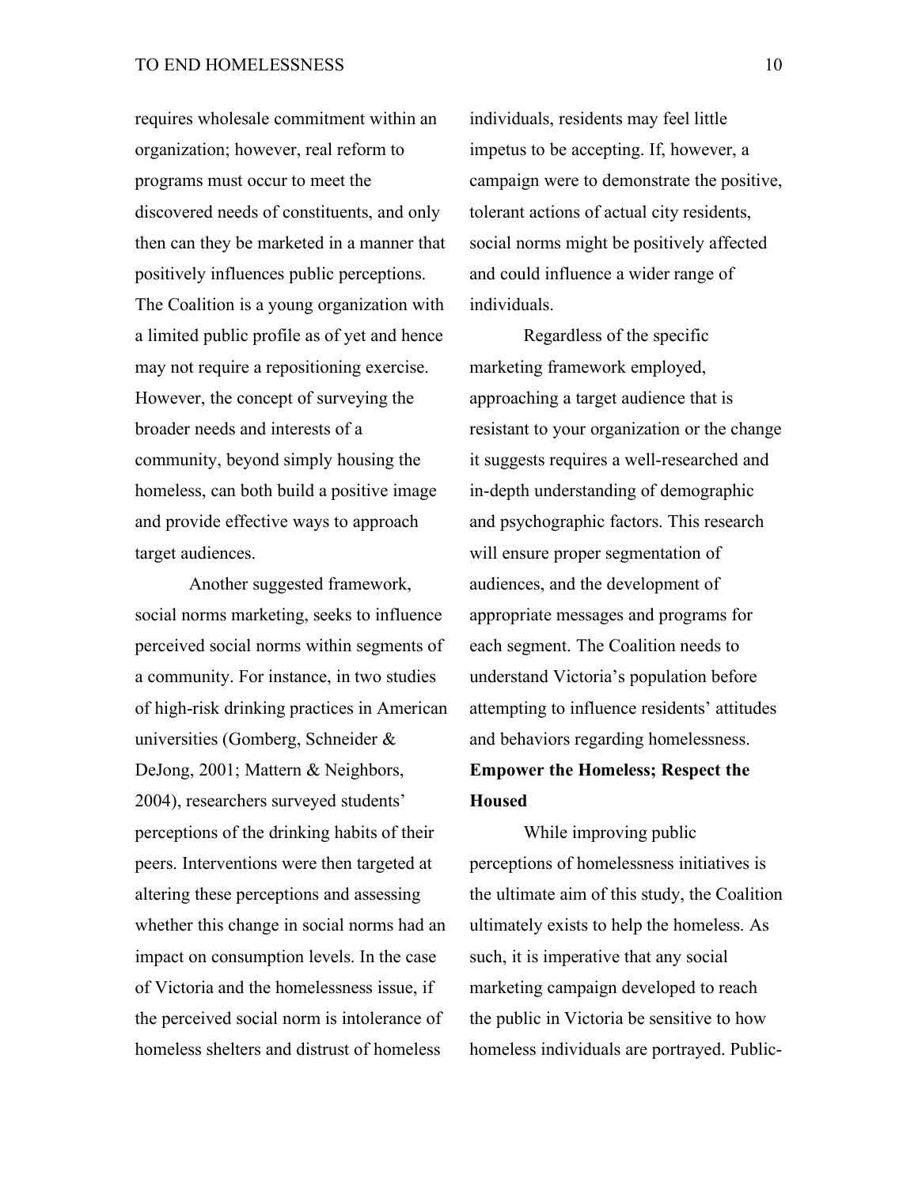requires wholesale commitment within an organization; however, real reform to programs must occur to meet the discovered needs of constituents, and only then can they be marketed in a manner that positively influences public perceptions. The Coalition is a young organization with a limited public profile as of yet and hence may not require a repositioning exercise. However, the concept of surveying the broader needs and interests of a community, beyond simply housing the homeless, can both build a positive image and provide effective ways to approach target audiences.

Another suggested framework, social norms marketing, seeks to influence perceived social norms within segments of a community. For instance, in two studies of high-risk drinking practices in American universities (Gomberg, Schneider & DeJong, 2001; Mattern & Neighbors, 2004), researchers surveyed students' perceptions of the drinking habits of their peers. Interventions were then targeted at altering these perceptions and assessing whether this change in social norms had an impact on consumption levels. In the case of Victoria and the homelessness issue, if the perceived social norm is intolerance of homeless shelters and distrust of homeless individuals, residents may feel little impetus to be accepting. If, however, a campaign were to demonstrate the positive, tolerant actions of actual city residents, social norms might be positively affected and could influence a wider range of individuals.

Regardless of the specific marketing framework employed, approaching a target audience that is resistant to your organization or the change it suggests requires a well-researched and in-depth understanding of demographic and psychographic factors. This research will ensure proper segmentation of audiences, and the development of appropriate messages and programs for each segment. The Coalition needs to understand Victoria's population before attempting to influence residents' attitudes and behaviors regarding homelessness.

**Empower the Homeless; Respect the Housed**

While improving public perceptions of homelessness initiatives is the ultimate aim of this study, the Coalition ultimately exists to help the homeless. As such, it is imperative that any social marketing campaign developed to reach the public in Victoria be sensitive to how homeless individuals are portrayed. Public-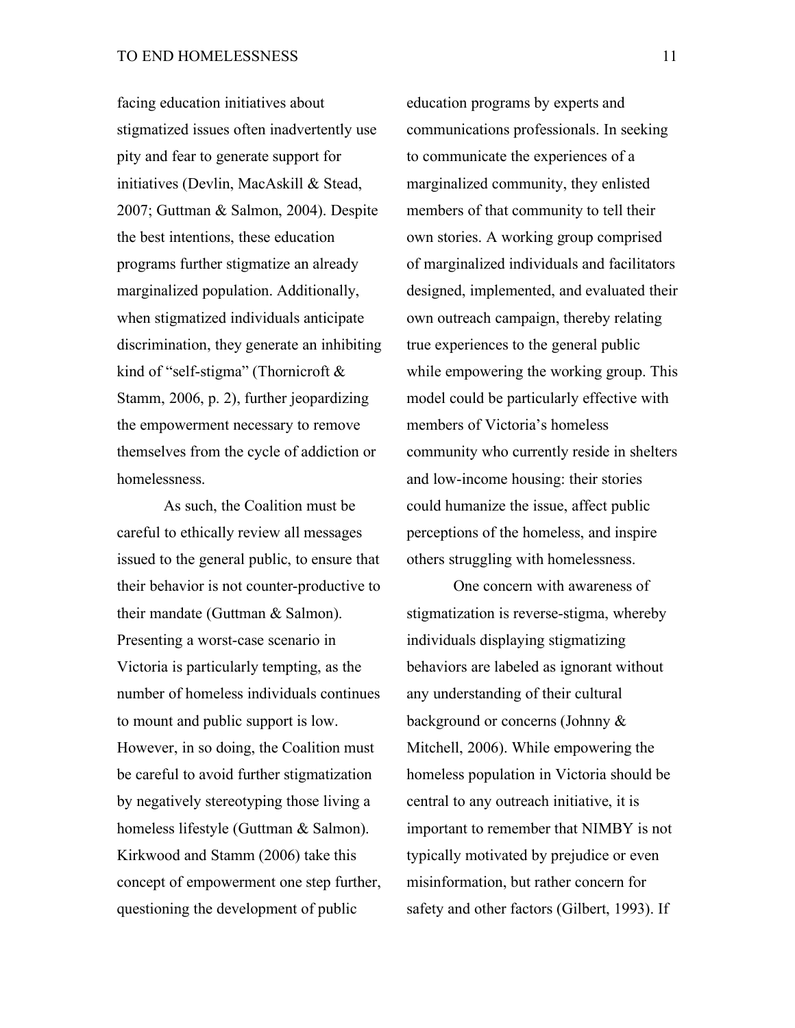facing education initiatives about stigmatized issues often inadvertently use pity and fear to generate support for initiatives (Devlin, MacAskill & Stead, 2007; Guttman & Salmon, 2004). Despite the best intentions, these education programs further stigmatize an already marginalized population. Additionally, when stigmatized individuals anticipate discrimination, they generate an inhibiting kind of "self-stigma" (Thornicroft & Stamm, 2006, p. 2), further jeopardizing the empowerment necessary to remove themselves from the cycle of addiction or homelessness.

As such, the Coalition must be careful to ethically review all messages issued to the general public, to ensure that their behavior is not counter-productive to their mandate (Guttman & Salmon). Presenting a worst-case scenario in Victoria is particularly tempting, as the number of homeless individuals continues to mount and public support is low. However, in so doing, the Coalition must be careful to avoid further stigmatization by negatively stereotyping those living a homeless lifestyle (Guttman & Salmon). Kirkwood and Stamm (2006) take this concept of empowerment one step further, questioning the development of public education programs by experts and communications professionals. In seeking to communicate the experiences of a marginalized community, they enlisted members of that community to tell their own stories. A working group comprised of marginalized individuals and facilitators designed, implemented, and evaluated their own outreach campaign, thereby relating true experiences to the general public while empowering the working group. This model could be particularly effective with members of Victoria's homeless community who currently reside in shelters and low-income housing: their stories could humanize the issue, affect public perceptions of the homeless, and inspire others struggling with homelessness.

One concern with awareness of stigmatization is reverse-stigma, whereby individuals displaying stigmatizing behaviors are labeled as ignorant without any understanding of their cultural background or concerns (Johnny & Mitchell, 2006). While empowering the homeless population in Victoria should be central to any outreach initiative, it is important to remember that NIMBY is not typically motivated by prejudice or even misinformation, but rather concern for safety and other factors (Gilbert, 1993). If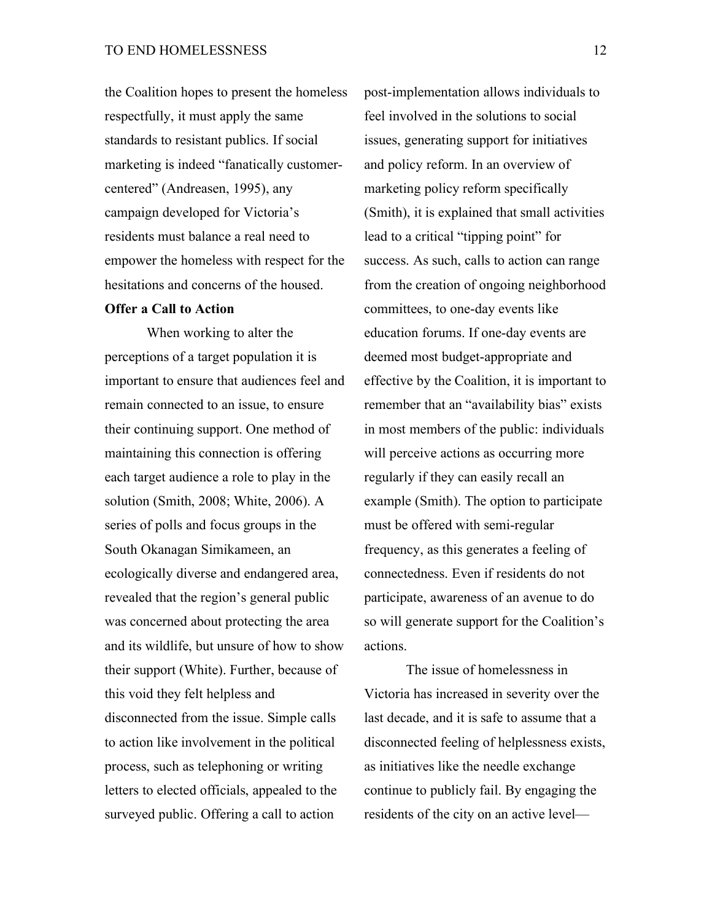the Coalition hopes to present the homeless respectfully, it must apply the same standards to resistant publics. If social marketing is indeed "fanatically customer-centered" (Andreasen, 1995), any campaign developed for Victoria's residents must balance a real need to empower the homeless with respect for the hesitations and concerns of the housed.

**Offer a Call to Action**

When working to alter the perceptions of a target population it is important to ensure that audiences feel and remain connected to an issue, to ensure their continuing support. One method of maintaining this connection is offering each target audience a role to play in the solution (Smith, 2008; White, 2006). A series of polls and focus groups in the South Okanagan Simikameen, an ecologically diverse and endangered area, revealed that the region's general public was concerned about protecting the area and its wildlife, but unsure of how to show their support (White). Further, because of this void they felt helpless and disconnected from the issue. Simple calls to action like involvement in the political process, such as telephoning or writing letters to elected officials, appealed to the surveyed public. Offering a call to action post-implementation allows individuals to feel involved in the solutions to social issues, generating support for initiatives and policy reform. In an overview of marketing policy reform specifically (Smith), it is explained that small activities lead to a critical "tipping point" for success. As such, calls to action can range from the creation of ongoing neighborhood committees, to one-day events like education forums. If one-day events are deemed most budget-appropriate and effective by the Coalition, it is important to remember that an "availability bias" exists in most members of the public: individuals will perceive actions as occurring more regularly if they can easily recall an example (Smith). The option to participate must be offered with semi-regular frequency, as this generates a feeling of connectedness. Even if residents do not participate, awareness of an avenue to do so will generate support for the Coalition's actions.

The issue of homelessness in Victoria has increased in severity over the last decade, and it is safe to assume that a disconnected feeling of helplessness exists, as initiatives like the needle exchange continue to publicly fail. By engaging the residents of the city on an active level—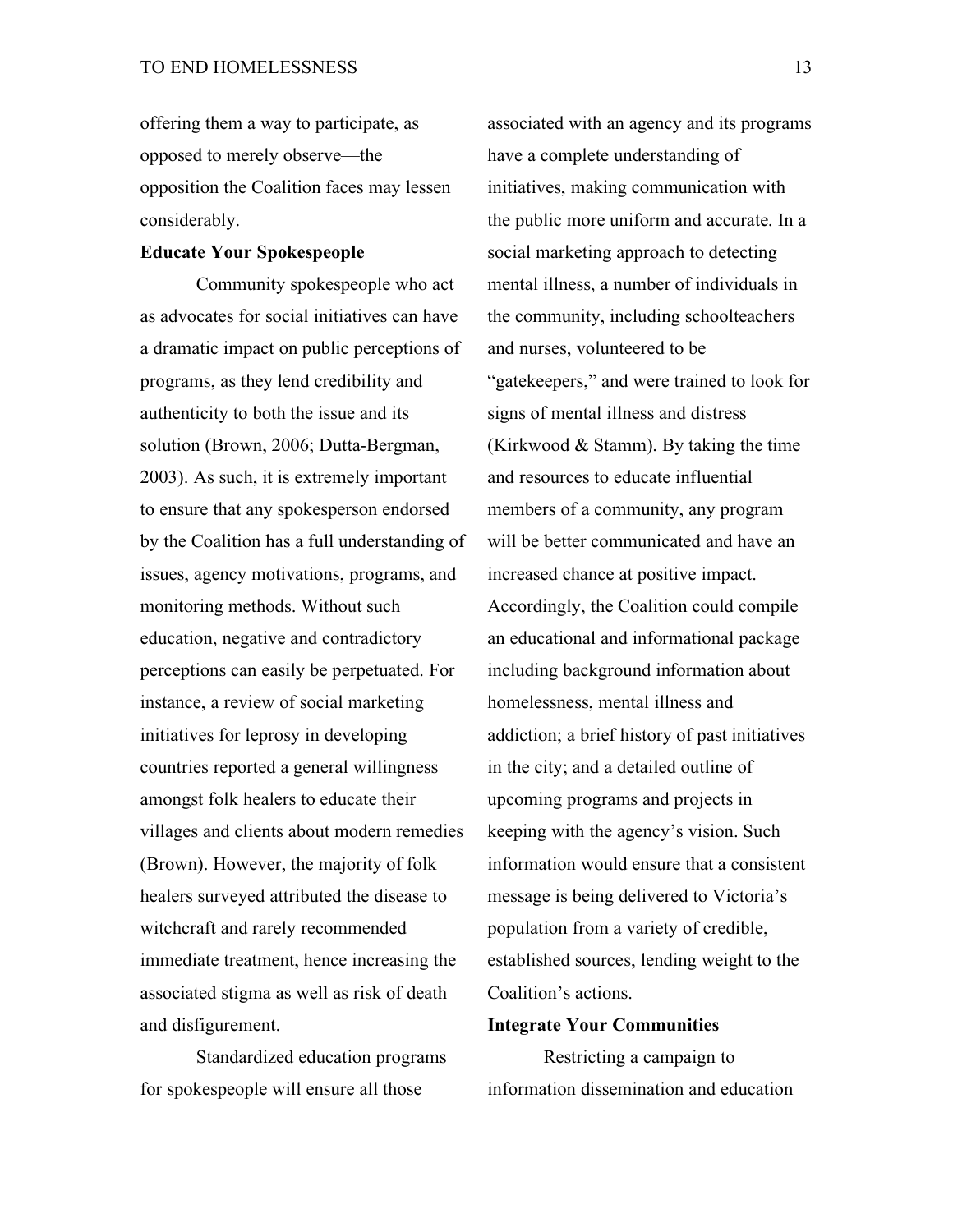offering them a way to participate, as opposed to merely observe—the opposition the Coalition faces may lessen considerably.

**Educate Your Spokespeople**

Community spokespeople who act as advocates for social initiatives can have a dramatic impact on public perceptions of programs, as they lend credibility and authenticity to both the issue and its solution (Brown, 2006; Dutta-Bergman, 2003). As such, it is extremely important to ensure that any spokesperson endorsed by the Coalition has a full understanding of issues, agency motivations, programs, and monitoring methods. Without such education, negative and contradictory perceptions can easily be perpetuated. For instance, a review of social marketing initiatives for leprosy in developing countries reported a general willingness amongst folk healers to educate their villages and clients about modern remedies (Brown). However, the majority of folk healers surveyed attributed the disease to witchcraft and rarely recommended immediate treatment, hence increasing the associated stigma as well as risk of death and disfigurement.

Standardized education programs for spokespeople will ensure all those associated with an agency and its programs have a complete understanding of initiatives, making communication with the public more uniform and accurate. In a social marketing approach to detecting mental illness, a number of individuals in the community, including schoolteachers and nurses, volunteered to be "gatekeepers," and were trained to look for signs of mental illness and distress (Kirkwood & Stamm). By taking the time and resources to educate influential members of a community, any program will be better communicated and have an increased chance at positive impact. Accordingly, the Coalition could compile an educational and informational package including background information about homelessness, mental illness and addiction; a brief history of past initiatives in the city; and a detailed outline of upcoming programs and projects in keeping with the agency's vision. Such information would ensure that a consistent message is being delivered to Victoria's population from a variety of credible, established sources, lending weight to the Coalition's actions.

**Integrate Your Communities**

Restricting a campaign to information dissemination and education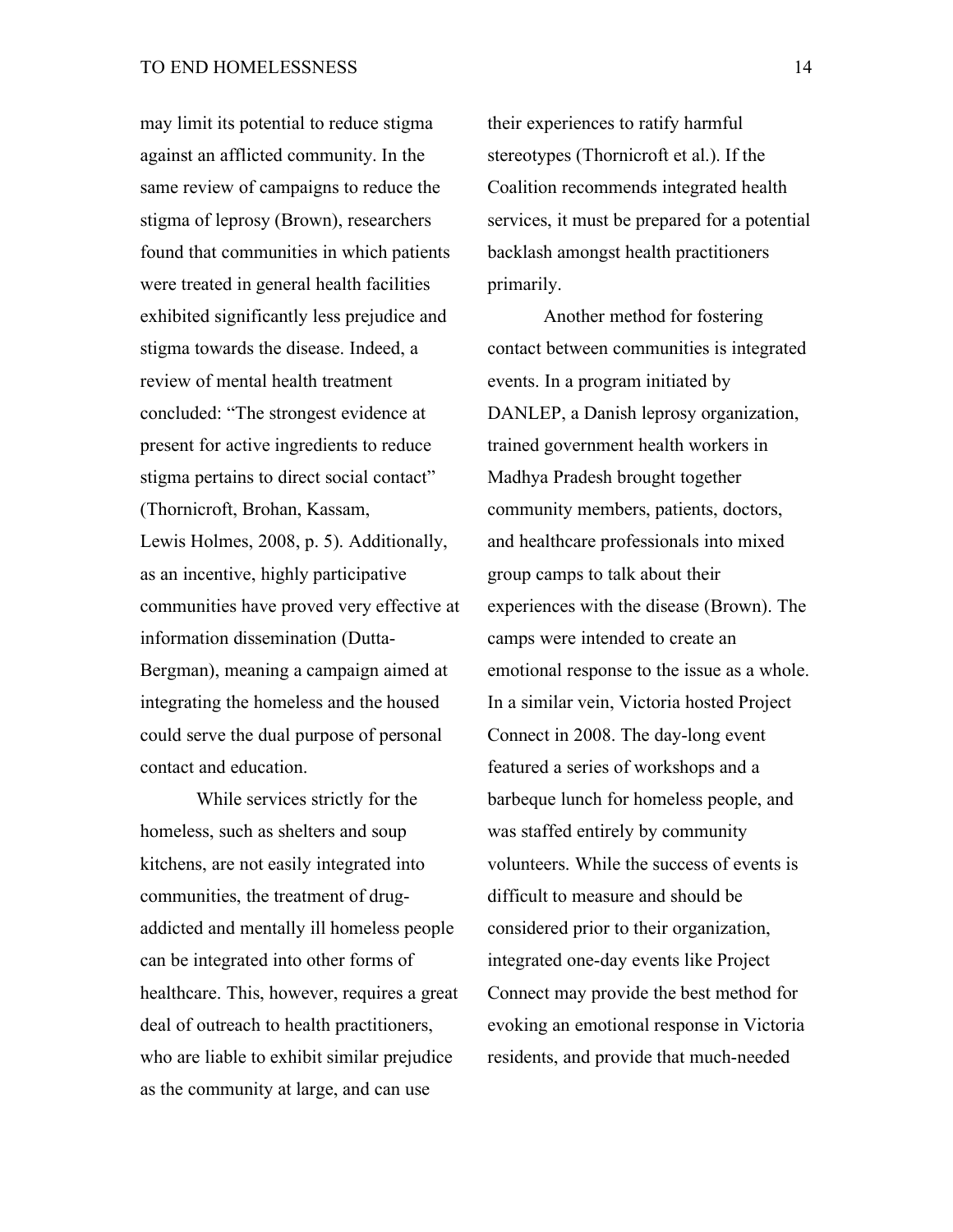may limit its potential to reduce stigma against an afflicted community. In the same review of campaigns to reduce the stigma of leprosy (Brown), researchers found that communities in which patients were treated in general health facilities exhibited significantly less prejudice and stigma towards the disease. Indeed, a review of mental health treatment concluded: "The strongest evidence at present for active ingredients to reduce stigma pertains to direct social contact" (Thornicroft, Brohan, Kassam, Lewis Holmes, 2008, p. 5). Additionally, as an incentive, highly participative communities have proved very effective at information dissemination (Dutta-Bergman), meaning a campaign aimed at integrating the homeless and the housed could serve the dual purpose of personal contact and education.

While services strictly for the homeless, such as shelters and soup kitchens, are not easily integrated into communities, the treatment of drug-addicted and mentally ill homeless people can be integrated into other forms of healthcare. This, however, requires a great deal of outreach to health practitioners, who are liable to exhibit similar prejudice as the community at large, and can use their experiences to ratify harmful stereotypes (Thornicroft et al.). If the Coalition recommends integrated health services, it must be prepared for a potential backlash amongst health practitioners primarily.

Another method for fostering contact between communities is integrated events. In a program initiated by DANLEP, a Danish leprosy organization, trained government health workers in Madhya Pradesh brought together community members, patients, doctors, and healthcare professionals into mixed group camps to talk about their experiences with the disease (Brown). The camps were intended to create an emotional response to the issue as a whole. In a similar vein, Victoria hosted Project Connect in 2008. The day-long event featured a series of workshops and a barbeque lunch for homeless people, and was staffed entirely by community volunteers. While the success of events is difficult to measure and should be considered prior to their organization, integrated one-day events like Project Connect may provide the best method for evoking an emotional response in Victoria residents, and provide that much-needed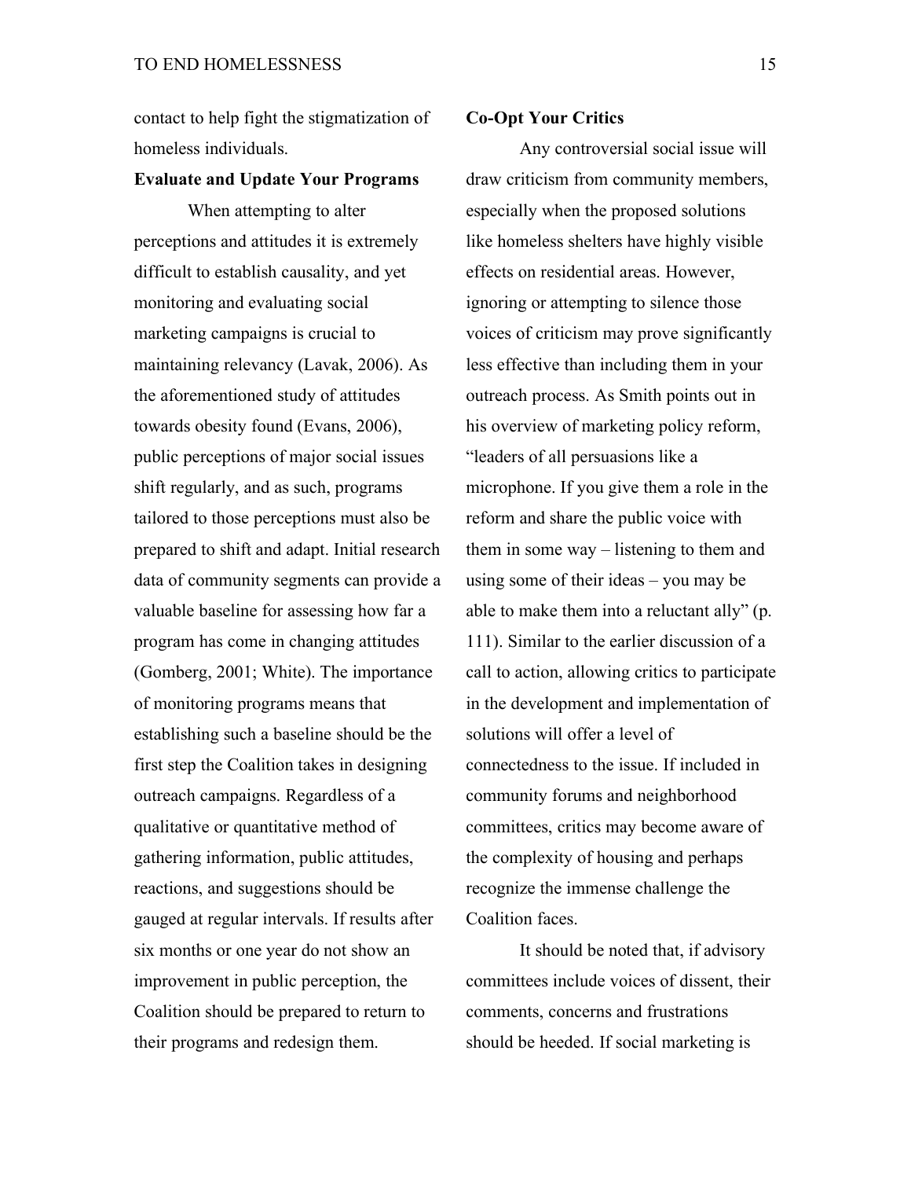contact to help fight the stigmatization of homeless individuals.

**Evaluate and Update Your Programs**

When attempting to alter perceptions and attitudes it is extremely difficult to establish causality, and yet monitoring and evaluating social marketing campaigns is crucial to maintaining relevancy (Lavak, 2006). As the aforementioned study of attitudes towards obesity found (Evans, 2006), public perceptions of major social issues shift regularly, and as such, programs tailored to those perceptions must also be prepared to shift and adapt. Initial research data of community segments can provide a valuable baseline for assessing how far a program has come in changing attitudes (Gomberg, 2001; White). The importance of monitoring programs means that establishing such a baseline should be the first step the Coalition takes in designing outreach campaigns. Regardless of a qualitative or quantitative method of gathering information, public attitudes, reactions, and suggestions should be gauged at regular intervals. If results after six months or one year do not show an improvement in public perception, the Coalition should be prepared to return to their programs and redesign them.

**Co-Opt Your Critics**

Any controversial social issue will draw criticism from community members, especially when the proposed solutions like homeless shelters have highly visible effects on residential areas. However, ignoring or attempting to silence those voices of criticism may prove significantly less effective than including them in your outreach process. As Smith points out in his overview of marketing policy reform, "leaders of all persuasions like a microphone. If you give them a role in the reform and share the public voice with them in some way – listening to them and using some of their ideas – you may be able to make them into a reluctant ally" (p. 111). Similar to the earlier discussion of a call to action, allowing critics to participate in the development and implementation of solutions will offer a level of connectedness to the issue. If included in community forums and neighborhood committees, critics may become aware of the complexity of housing and perhaps recognize the immense challenge the Coalition faces.

It should be noted that, if advisory committees include voices of dissent, their comments, concerns and frustrations should be heeded. If social marketing is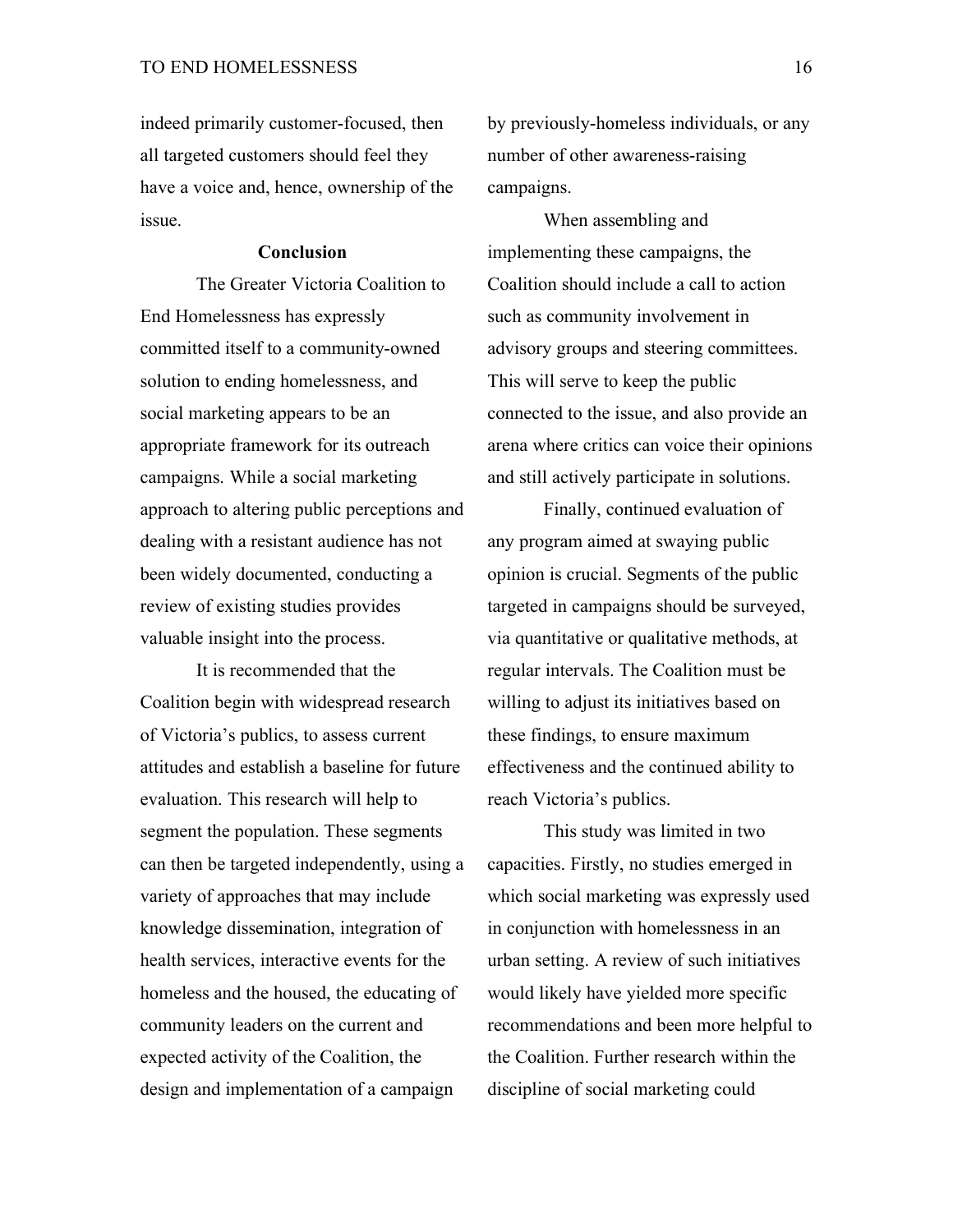indeed primarily customer-focused, then all targeted customers should feel they have a voice and, hence, ownership of the issue.

## Conclusion

The Greater Victoria Coalition to End Homelessness has expressly committed itself to a community-owned solution to ending homelessness, and social marketing appears to be an appropriate framework for its outreach campaigns. While a social marketing approach to altering public perceptions and dealing with a resistant audience has not been widely documented, conducting a review of existing studies provides valuable insight into the process.

It is recommended that the Coalition begin with widespread research of Victoria's publics, to assess current attitudes and establish a baseline for future evaluation. This research will help to segment the population. These segments can then be targeted independently, using a variety of approaches that may include knowledge dissemination, integration of health services, interactive events for the homeless and the housed, the educating of community leaders on the current and expected activity of the Coalition, the design and implementation of a campaign by previously-homeless individuals, or any number of other awareness-raising campaigns.

When assembling and implementing these campaigns, the Coalition should include a call to action such as community involvement in advisory groups and steering committees. This will serve to keep the public connected to the issue, and also provide an arena where critics can voice their opinions and still actively participate in solutions.

Finally, continued evaluation of any program aimed at swaying public opinion is crucial. Segments of the public targeted in campaigns should be surveyed, via quantitative or qualitative methods, at regular intervals. The Coalition must be willing to adjust its initiatives based on these findings, to ensure maximum effectiveness and the continued ability to reach Victoria's publics.

This study was limited in two capacities. Firstly, no studies emerged in which social marketing was expressly used in conjunction with homelessness in an urban setting. A review of such initiatives would likely have yielded more specific recommendations and been more helpful to the Coalition. Further research within the discipline of social marketing could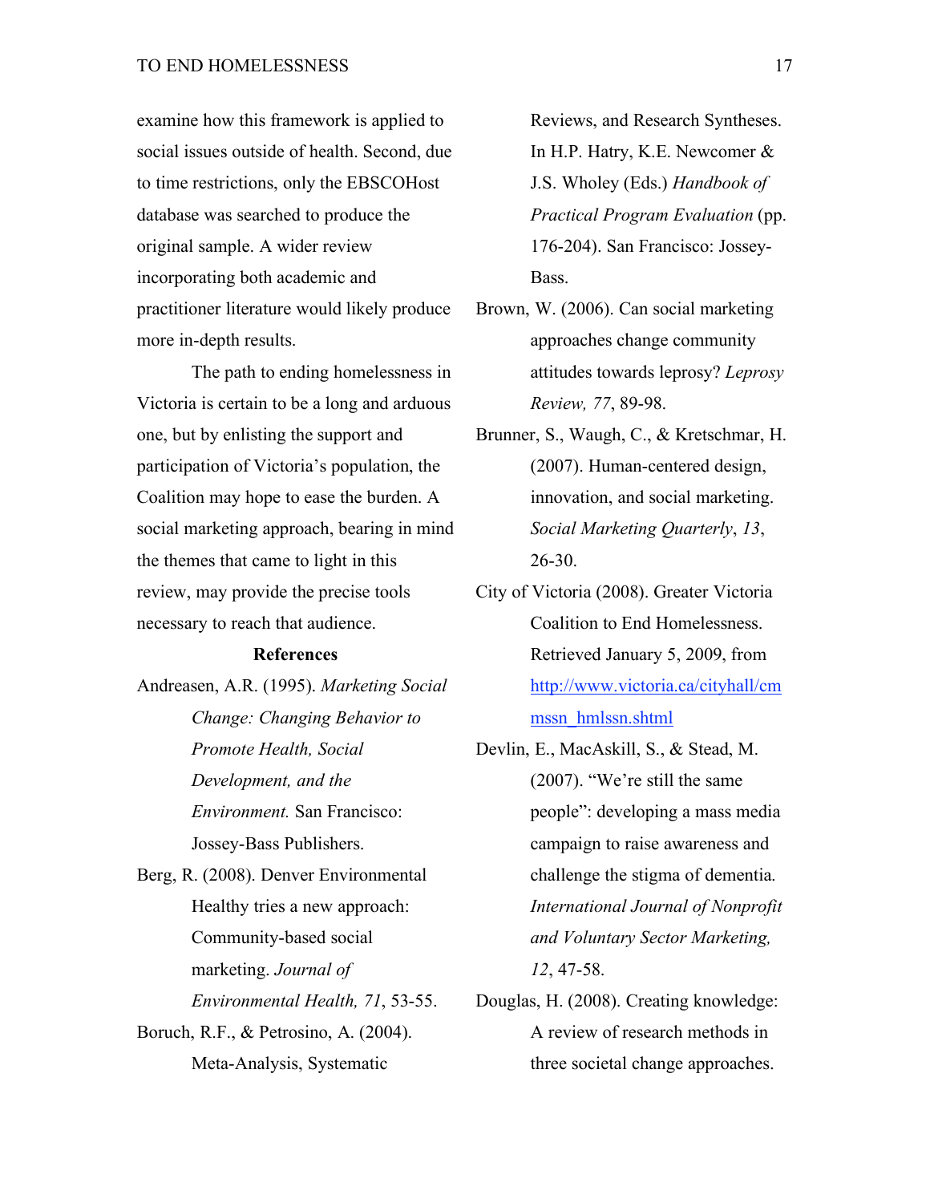examine how this framework is applied to social issues outside of health. Second, due to time restrictions, only the EBSCOHost database was searched to produce the original sample. A wider review incorporating both academic and practitioner literature would likely produce more in-depth results.

The path to ending homelessness in Victoria is certain to be a long and arduous one, but by enlisting the support and participation of Victoria's population, the Coalition may hope to ease the burden. A social marketing approach, bearing in mind the themes that came to light in this review, may provide the precise tools necessary to reach that audience.

**References**

Andreasen, A.R. (1995). *Marketing Social Change: Changing Behavior to Promote Health, Social Development, and the Environment.* San Francisco: Jossey-Bass Publishers.

Berg, R. (2008). Denver Environmental Healthy tries a new approach: Community-based social marketing. *Journal of Environmental Health, 71*, 53-55.

Boruch, R.F., & Petrosino, A. (2004). Meta-Analysis, Systematic Reviews, and Research Syntheses. In H.P. Hatry, K.E. Newcomer & J.S. Wholey (Eds.) *Handbook of Practical Program Evaluation* (pp. 176-204). San Francisco: Jossey-Bass.

Brown, W. (2006). Can social marketing approaches change community attitudes towards leprosy? *Leprosy Review, 77*, 89-98.

Brunner, S., Waugh, C., & Kretschmar, H. (2007). Human-centered design, innovation, and social marketing. *Social Marketing Quarterly*, *13*, 26-30.

City of Victoria (2008). Greater Victoria Coalition to End Homelessness. Retrieved January 5, 2009, from http://www.victoria.ca/cityhall/cmmssn_hmlssn.shtml

Devlin, E., MacAskill, S., & Stead, M. (2007). "We're still the same people": developing a mass media campaign to raise awareness and challenge the stigma of dementia. *International Journal of Nonprofit and Voluntary Sector Marketing, 12*, 47-58.

Douglas, H. (2008). Creating knowledge: A review of research methods in three societal change approaches.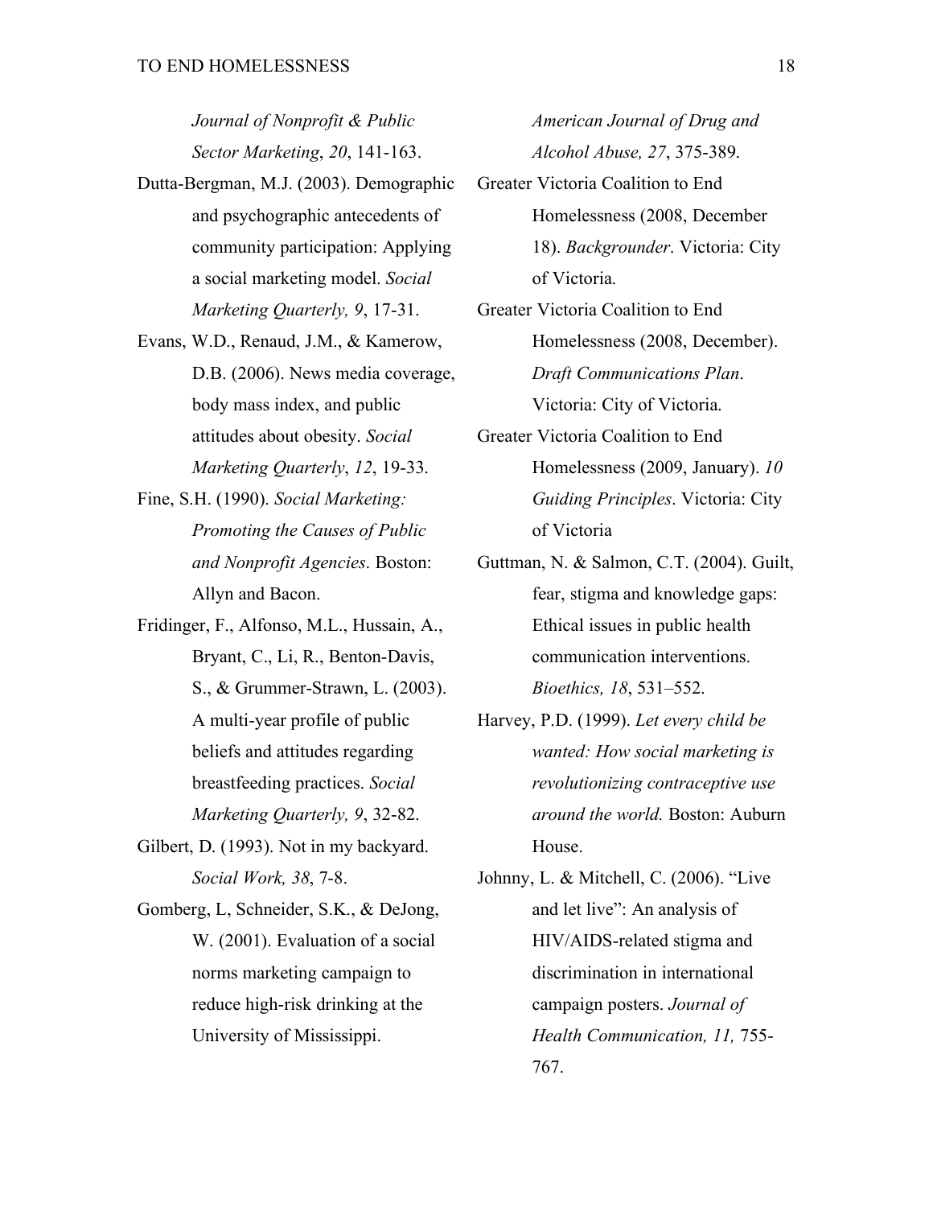*Journal of Nonprofit & Public Sector Marketing*, *20*, 141-163.

Dutta-Bergman, M.J. (2003). Demographic and psychographic antecedents of community participation: Applying a social marketing model. *Social Marketing Quarterly, 9*, 17-31.

Evans, W.D., Renaud, J.M., & Kamerow, D.B. (2006). News media coverage, body mass index, and public attitudes about obesity. *Social Marketing Quarterly*, *12*, 19-33.

Fine, S.H. (1990). *Social Marketing: Promoting the Causes of Public and Nonprofit Agencies*. Boston: Allyn and Bacon.

Fridinger, F., Alfonso, M.L., Hussain, A., Bryant, C., Li, R., Benton-Davis, S., & Grummer-Strawn, L. (2003). A multi-year profile of public beliefs and attitudes regarding breastfeeding practices. *Social Marketing Quarterly, 9*, 32-82.

Gilbert, D. (1993). Not in my backyard. *Social Work, 38*, 7-8.

Gomberg, L, Schneider, S.K., & DeJong, W. (2001). Evaluation of a social norms marketing campaign to reduce high-risk drinking at the University of Mississippi. *American Journal of Drug and Alcohol Abuse, 27*, 375-389.

Greater Victoria Coalition to End Homelessness (2008, December 18). *Backgrounder*. Victoria: City of Victoria.

Greater Victoria Coalition to End Homelessness (2008, December). *Draft Communications Plan*. Victoria: City of Victoria.

Greater Victoria Coalition to End Homelessness (2009, January). *10 Guiding Principles*. Victoria: City of Victoria

Guttman, N. & Salmon, C.T. (2004). Guilt, fear, stigma and knowledge gaps: Ethical issues in public health communication interventions. *Bioethics, 18*, 531–552.

Harvey, P.D. (1999). *Let every child be wanted: How social marketing is revolutionizing contraceptive use around the world.* Boston: Auburn House.

Johnny, L. & Mitchell, C. (2006). "Live and let live": An analysis of HIV/AIDS-related stigma and discrimination in international campaign posters. *Journal of Health Communication, 11,* 755-767.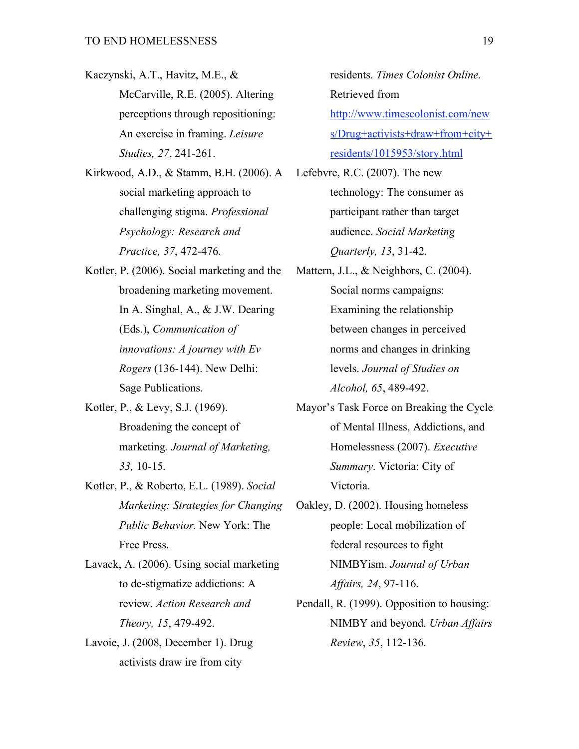Kaczynski, A.T., Havitz, M.E., & McCarville, R.E. (2005). Altering perceptions through repositioning: An exercise in framing. *Leisure Studies, 27*, 241-261.

Kirkwood, A.D., & Stamm, B.H. (2006). A social marketing approach to challenging stigma. *Professional Psychology: Research and Practice, 37*, 472-476.

Kotler, P. (2006). Social marketing and the broadening marketing movement. In A. Singhal, A., & J.W. Dearing (Eds.), *Communication of innovations: A journey with Ev Rogers* (136-144). New Delhi: Sage Publications.

Kotler, P., & Levy, S.J. (1969). Broadening the concept of marketing. *Journal of Marketing, 33,* 10-15.

Kotler, P., & Roberto, E.L. (1989). *Social Marketing: Strategies for Changing Public Behavior.* New York: The Free Press.

Lavack, A. (2006). Using social marketing to de-stigmatize addictions: A review. *Action Research and Theory, 15*, 479-492.

Lavoie, J. (2008, December 1). Drug activists draw ire from city residents. *Times Colonist Online.* Retrieved from http://www.timescolonist.com/news/Drug+activists+draw+from+city+residents/1015953/story.html

Lefebvre, R.C. (2007). The new technology: The consumer as participant rather than target audience. *Social Marketing Quarterly, 13*, 31-42.

Mattern, J.L., & Neighbors, C. (2004). Social norms campaigns: Examining the relationship between changes in perceived norms and changes in drinking levels. *Journal of Studies on Alcohol, 65*, 489-492.

Mayor's Task Force on Breaking the Cycle of Mental Illness, Addictions, and Homelessness (2007). *Executive Summary*. Victoria: City of Victoria.

Oakley, D. (2002). Housing homeless people: Local mobilization of federal resources to fight NIMBYism. *Journal of Urban Affairs, 24*, 97-116.

Pendall, R. (1999). Opposition to housing: NIMBY and beyond. *Urban Affairs Review*, *35*, 112-136.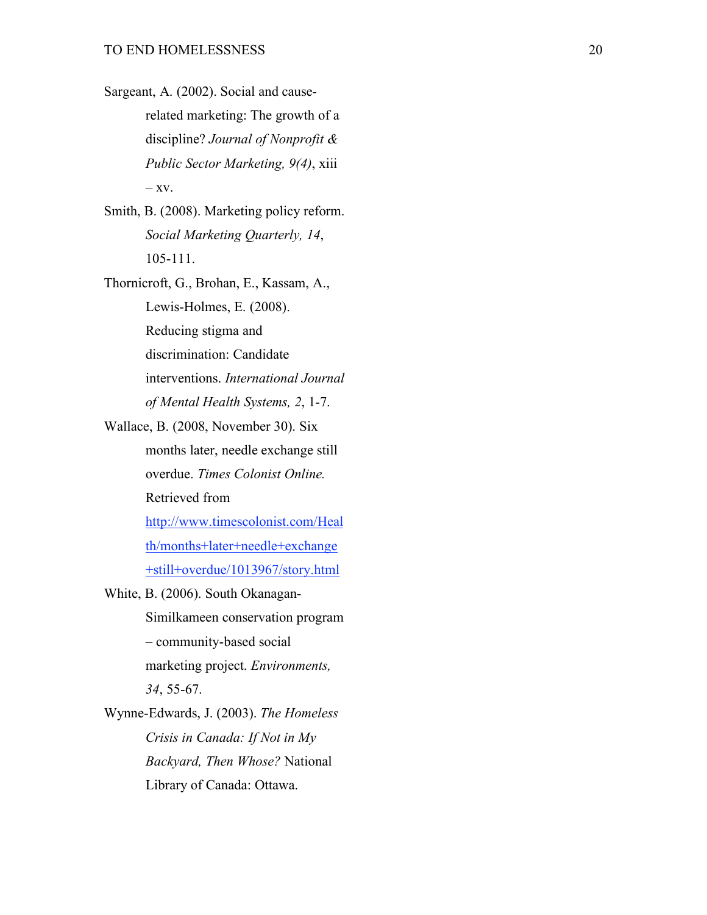Sargeant, A. (2002). Social and cause-related marketing: The growth of a discipline? *Journal of Nonprofit & Public Sector Marketing, 9(4)*, xiii – xv.

Smith, B. (2008). Marketing policy reform. *Social Marketing Quarterly, 14*, 105-111.

Thornicroft, G., Brohan, E., Kassam, A., Lewis-Holmes, E. (2008). Reducing stigma and discrimination: Candidate interventions. *International Journal of Mental Health Systems, 2*, 1-7.

Wallace, B. (2008, November 30). Six months later, needle exchange still overdue. *Times Colonist Online.* Retrieved from http://www.timescolonist.com/Health/months+later+needle+exchange+still+overdue/1013967/story.html

White, B. (2006). South Okanagan-Similkameen conservation program – community-based social marketing project. *Environments, 34*, 55-67.

Wynne-Edwards, J. (2003). *The Homeless Crisis in Canada: If Not in My Backyard, Then Whose?* National Library of Canada: Ottawa.